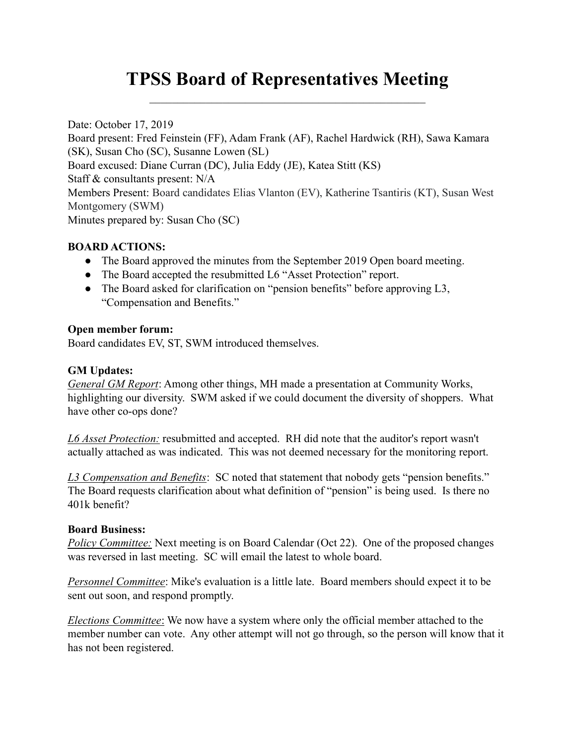# TPSS Board of Representatives Meeting

---

Date: October 17, 2019
Board present: Fred Feinstein (FF), Adam Frank (AF), Rachel Hardwick (RH), Sawa Kamara (SK), Susan Cho (SC), Susanne Lowen (SL)
Board excused: Diane Curran (DC), Julia Eddy (JE), Katea Stitt (KS)
Staff & consultants present: N/A
Members Present: Board candidates Elias Vlanton (EV), Katherine Tsantiris (KT), Susan West Montgomery (SWM)
Minutes prepared by: Susan Cho (SC)

**BOARD ACTIONS:**

- The Board approved the minutes from the September 2019 Open board meeting.
- The Board accepted the resubmitted L6 "Asset Protection" report.
- The Board asked for clarification on "pension benefits" before approving L3, "Compensation and Benefits."

**Open member forum:**
Board candidates EV, ST, SWM introduced themselves.

**GM Updates:**
*General GM Report*: Among other things, MH made a presentation at Community Works, highlighting our diversity. SWM asked if we could document the diversity of shoppers. What have other co-ops done?

*L6 Asset Protection:* resubmitted and accepted. RH did note that the auditor's report wasn't actually attached as was indicated. This was not deemed necessary for the monitoring report.

*L3 Compensation and Benefits*: SC noted that statement that nobody gets "pension benefits." The Board requests clarification about what definition of "pension" is being used. Is there no 401k benefit?

**Board Business:**
*Policy Committee:* Next meeting is on Board Calendar (Oct 22). One of the proposed changes was reversed in last meeting. SC will email the latest to whole board.

*Personnel Committee*: Mike's evaluation is a little late. Board members should expect it to be sent out soon, and respond promptly.

*Elections Committee*: We now have a system where only the official member attached to the member number can vote. Any other attempt will not go through, so the person will know that it has not been registered.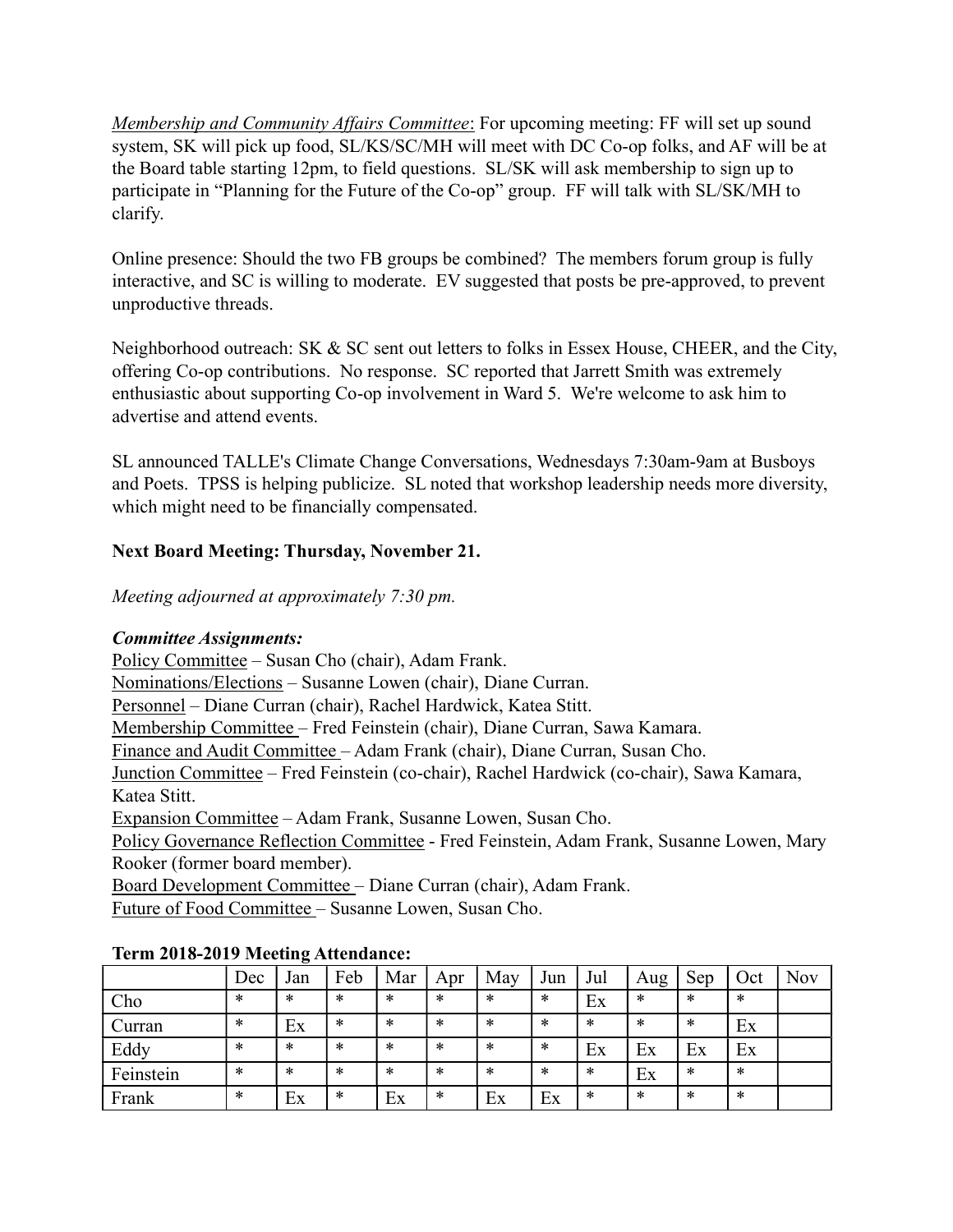*Membership and Community Affairs Committee*: For upcoming meeting: FF will set up sound system, SK will pick up food, SL/KS/SC/MH will meet with DC Co-op folks, and AF will be at the Board table starting 12pm, to field questions. SL/SK will ask membership to sign up to participate in "Planning for the Future of the Co-op" group. FF will talk with SL/SK/MH to clarify.

Online presence: Should the two FB groups be combined? The members forum group is fully interactive, and SC is willing to moderate. EV suggested that posts be pre-approved, to prevent unproductive threads.

Neighborhood outreach: SK & SC sent out letters to folks in Essex House, CHEER, and the City, offering Co-op contributions. No response. SC reported that Jarrett Smith was extremely enthusiastic about supporting Co-op involvement in Ward 5. We're welcome to ask him to advertise and attend events.

SL announced TALLE's Climate Change Conversations, Wednesdays 7:30am-9am at Busboys and Poets. TPSS is helping publicize. SL noted that workshop leadership needs more diversity, which might need to be financially compensated.

**Next Board Meeting: Thursday, November 21.**

*Meeting adjourned at approximately 7:30 pm.*

***Committee Assignments:***

<u>Policy Committee</u> – Susan Cho (chair), Adam Frank.
<u>Nominations/Elections</u> – Susanne Lowen (chair), Diane Curran.
<u>Personnel</u> – Diane Curran (chair), Rachel Hardwick, Katea Stitt.
<u>Membership Committee</u> – Fred Feinstein (chair), Diane Curran, Sawa Kamara.
<u>Finance and Audit Committee</u> – Adam Frank (chair), Diane Curran, Susan Cho.
<u>Junction Committee</u> – Fred Feinstein (co-chair), Rachel Hardwick (co-chair), Sawa Kamara, Katea Stitt.
<u>Expansion Committee</u> – Adam Frank, Susanne Lowen, Susan Cho.
<u>Policy Governance Reflection Committee</u> - Fred Feinstein, Adam Frank, Susanne Lowen, Mary Rooker (former board member).
<u>Board Development Committee</u> – Diane Curran (chair), Adam Frank.
<u>Future of Food Committee</u> – Susanne Lowen, Susan Cho.

**Term 2018-2019 Meeting Attendance:**

| | Dec | Jan | Feb | Mar | Apr | May | Jun | Jul | Aug | Sep | Oct | Nov |
|---|---|---|---|---|---|---|---|---|---|---|---|---|
| Cho | * | * | * | * | * | * | * | Ex | * | * | * | |
| Curran | * | Ex | * | * | * | * | * | * | * | * | Ex | |
| Eddy | * | * | * | * | * | * | * | Ex | Ex | Ex | Ex | |
| Feinstein | * | * | * | * | * | * | * | * | Ex | * | * | |
| Frank | * | Ex | * | Ex | * | Ex | Ex | * | * | * | * | |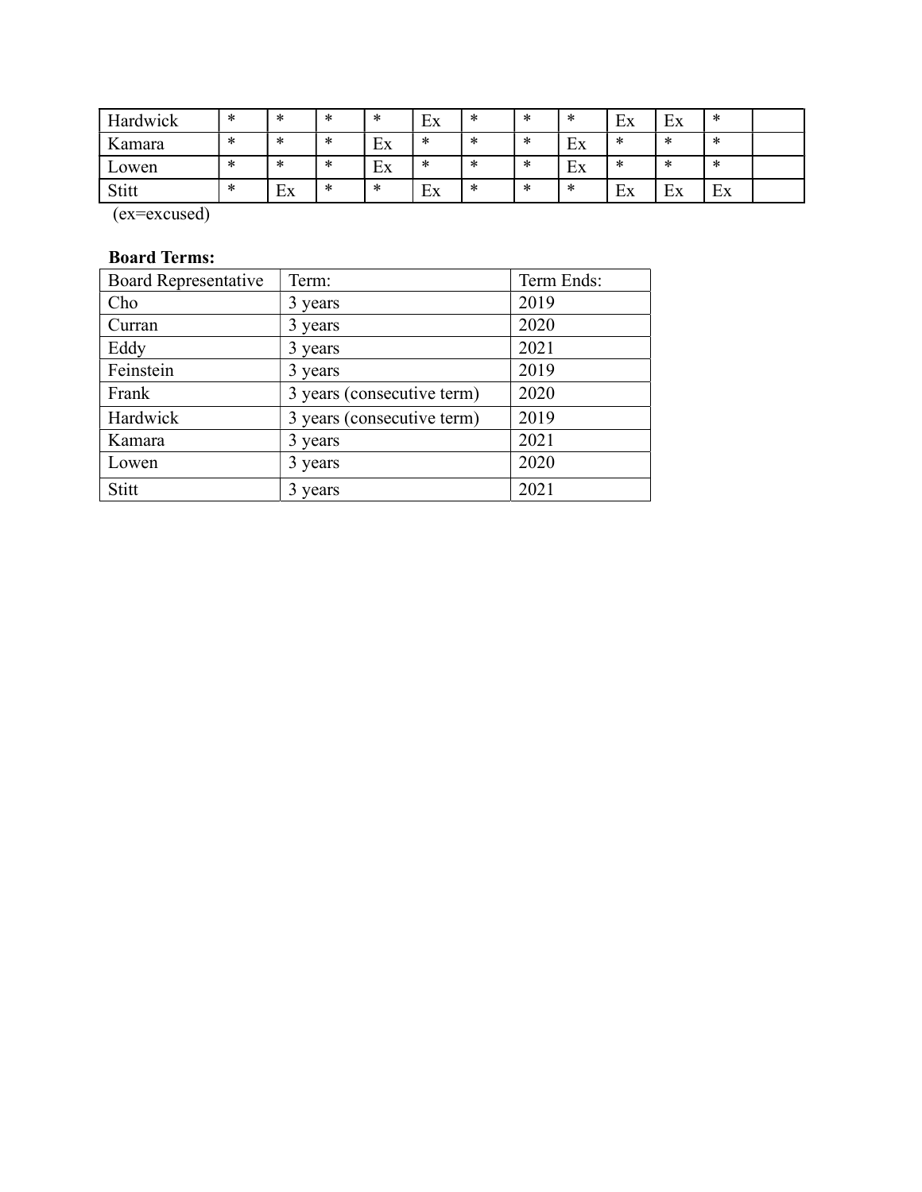| | | | | | | | | | | | |
|---|---|---|---|---|---|---|---|---|---|---|---|
| Hardwick | * | * | * | * | Ex | * | * | * | Ex | Ex | * | |
| Kamara | * | * | * | Ex | * | * | * | Ex | * | * | * | |
| Lowen | * | * | * | Ex | * | * | * | Ex | * | * | * | |
| Stitt | * | Ex | * | * | Ex | * | * | * | Ex | Ex | Ex | |

(ex=excused)

**Board Terms:**

| Board Representative | Term: | Term Ends: |
|---|---|---|
| Cho | 3 years | 2019 |
| Curran | 3 years | 2020 |
| Eddy | 3 years | 2021 |
| Feinstein | 3 years | 2019 |
| Frank | 3 years (consecutive term) | 2020 |
| Hardwick | 3 years (consecutive term) | 2019 |
| Kamara | 3 years | 2021 |
| Lowen | 3 years | 2020 |
| Stitt | 3 years | 2021 |